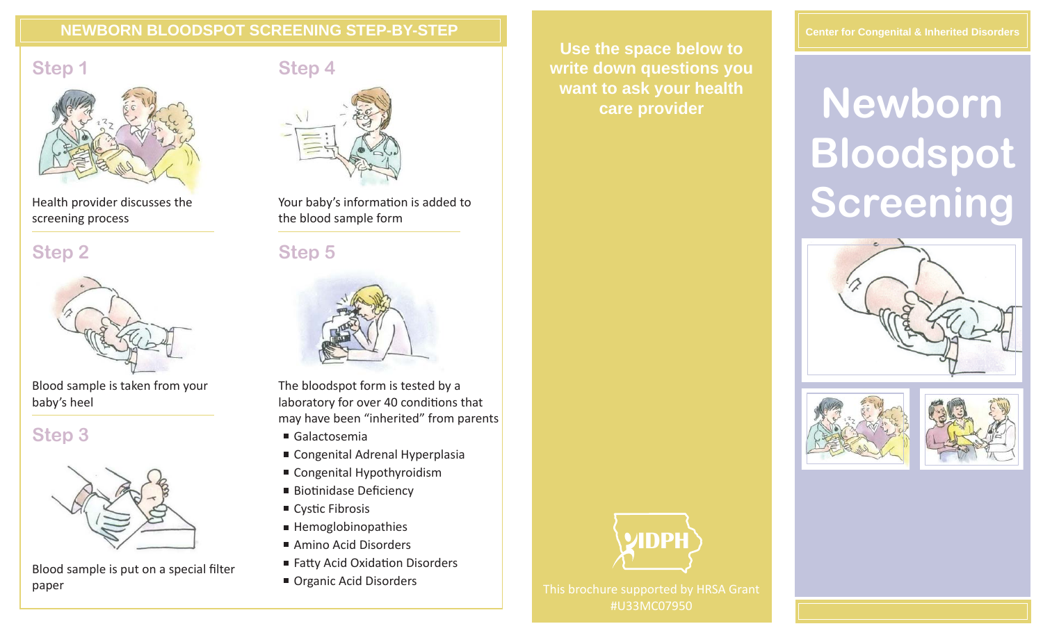## NEWBORN BLOODSPOT SCREENING STEP-BY-STEP

### Step 1

Health provider discusses the screening process

### Step 2

Blood sample is taken from your baby's heel

### Step 3

Blood sample is put on a special filter paper

### Step 4

Your baby's information is added to the blood sample form

### Step 5

The bloodspot form is tested by a laboratory for over 40 conditions that may have been "inherited" from parents

- Galactosemia
- Congenital Adrenal Hyperplasia
- Congenital Hypothyroidism
- Biotinidase Deficiency
- Cystic Fibrosis
- Hemoglobinopathies
- Amino Acid Disorders
- Fatty Acid Oxidation Disorders
- Organic Acid Disorders

**Use the space below to write down questions you want to ask your health care provider**

IDPH

This brochure supported by HRSA Grant #U33MC07950

Center for Congenital & Inherited Disorders

# Newborn Bloodspot Screening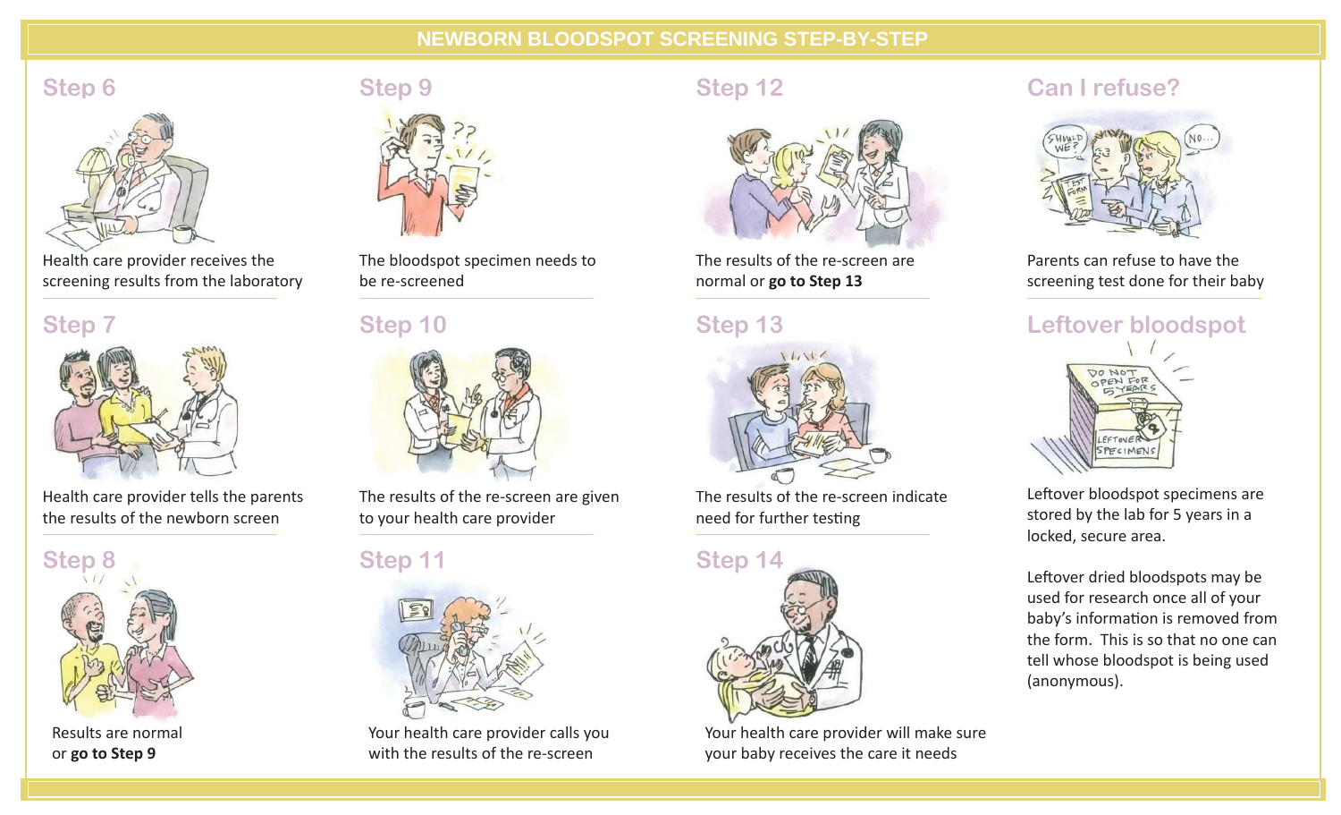# NEWBORN BLOODSPOT SCREENING STEP-BY-STEP

## Step 6

Health care provider receives the screening results from the laboratory

## Step 7

Health care provider tells the parents the results of the newborn screen

## Step 8

Results are normal or **go to Step 9**

## Step 9

The bloodspot specimen needs to be re-screened

## Step 10

The results of the re-screen are given to your health care provider

## Step 11

Your health care provider calls you with the results of the re-screen

## Step 12

The results of the re-screen are normal or **go to Step 13**

## Step 13

The results of the re-screen indicate need for further testing

## Step 14

Your health care provider will make sure your baby receives the care it needs

## Can I refuse?

Parents can refuse to have the screening test done for their baby

## Leftover bloodspot

Leftover bloodspot specimens are stored by the lab for 5 years in a locked, secure area.

Leftover dried bloodspots may be used for research once all of your baby's information is removed from the form. This is so that no one can tell whose bloodspot is being used (anonymous).